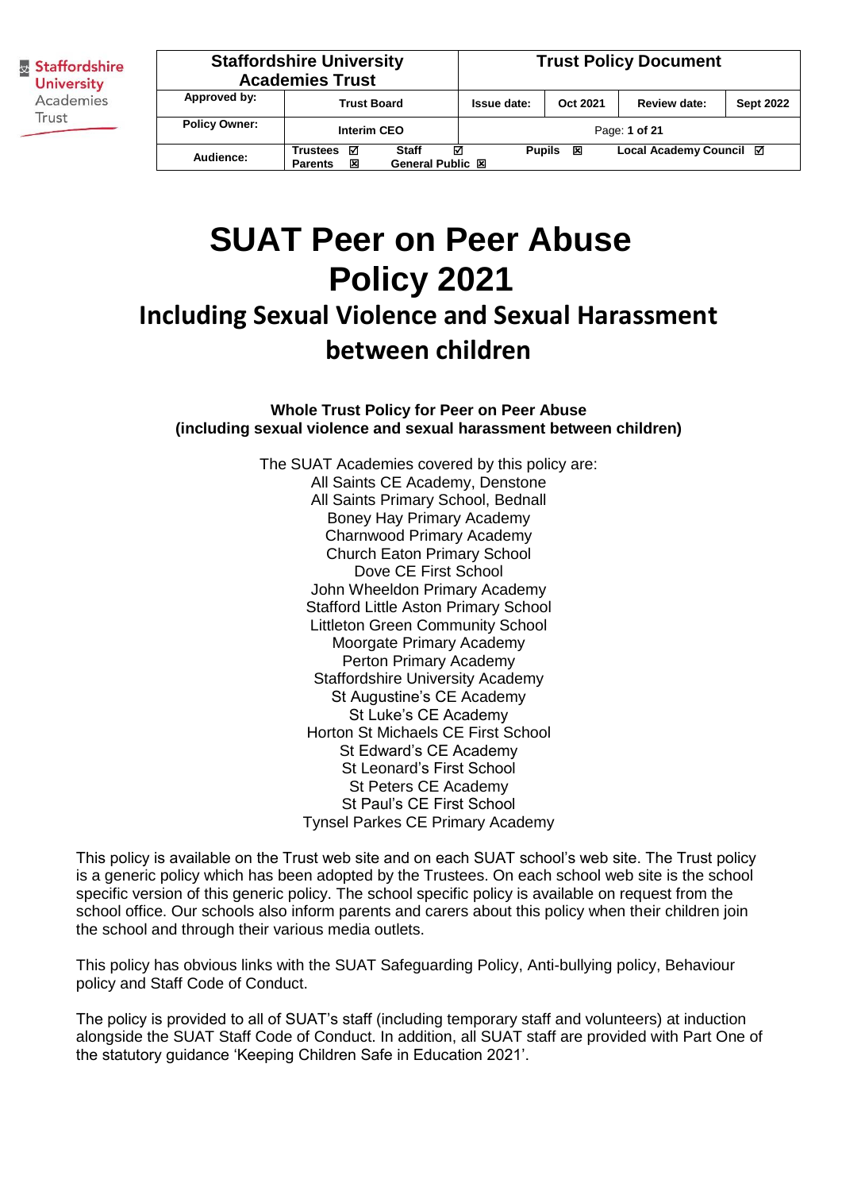Staffordshire University Academies Trust

| Staffordshire University Academies Trust | | Trust Policy Document | | | |
|---|---|---|---|---|---|
| Approved by: | Trust Board | Issue date: | Oct 2021 | Review date: | Sept 2022 |
| Policy Owner: | Interim CEO | Page: 1 of 21 | | | |
| Audience: | Trustees ☑ Staff ☑ Pupils ☒ Local Academy Council ☑ Parents ☒ General Public ☒ | | | | |

# SUAT Peer on Peer Abuse Policy 2021

## Including Sexual Violence and Sexual Harassment between children

**Whole Trust Policy for Peer on Peer Abuse (including sexual violence and sexual harassment between children)**

The SUAT Academies covered by this policy are:
All Saints CE Academy, Denstone
All Saints Primary School, Bednall
Boney Hay Primary Academy
Charnwood Primary Academy
Church Eaton Primary School
Dove CE First School
John Wheeldon Primary Academy
Stafford Little Aston Primary School
Littleton Green Community School
Moorgate Primary Academy
Perton Primary Academy
Staffordshire University Academy
St Augustine's CE Academy
St Luke's CE Academy
Horton St Michaels CE First School
St Edward's CE Academy
St Leonard's First School
St Peters CE Academy
St Paul's CE First School
Tynsel Parkes CE Primary Academy

This policy is available on the Trust web site and on each SUAT school's web site. The Trust policy is a generic policy which has been adopted by the Trustees. On each school web site is the school specific version of this generic policy. The school specific policy is available on request from the school office. Our schools also inform parents and carers about this policy when their children join the school and through their various media outlets.

This policy has obvious links with the SUAT Safeguarding Policy, Anti-bullying policy, Behaviour policy and Staff Code of Conduct.

The policy is provided to all of SUAT's staff (including temporary staff and volunteers) at induction alongside the SUAT Staff Code of Conduct. In addition, all SUAT staff are provided with Part One of the statutory guidance 'Keeping Children Safe in Education 2021'.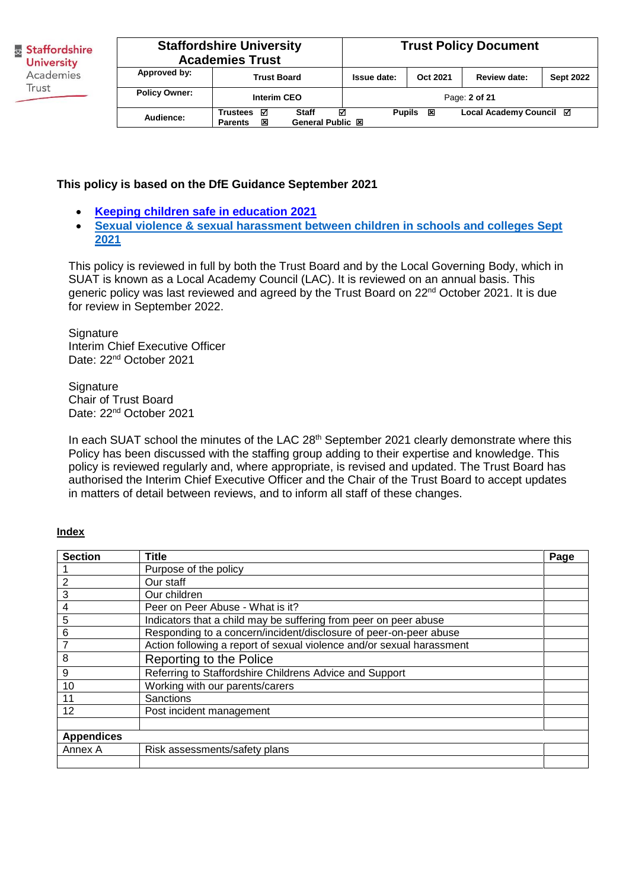| Staffordshire University Academies Trust | | Trust Policy Document | | | |
|---|---|---|---|---|---|
| Approved by: | Trust Board | Issue date: | Oct 2021 | Review date: | Sept 2022 |
| Policy Owner: | Interim CEO | Page: 2 of 21 | | | |
| Audience: | Trustees ☑ Staff ☑ Parents ☒ General Public ☒ | Pupils ☒ | Local Academy Council ☑ | | |

**This policy is based on the DfE Guidance September 2021**

- **Keeping children safe in education 2021**
- **Sexual violence & sexual harassment between children in schools and colleges Sept 2021**

This policy is reviewed in full by both the Trust Board and by the Local Governing Body, which in SUAT is known as a Local Academy Council (LAC). It is reviewed on an annual basis. This generic policy was last reviewed and agreed by the Trust Board on 22nd October 2021. It is due for review in September 2022.

Signature
Interim Chief Executive Officer
Date: 22nd October 2021

Signature
Chair of Trust Board
Date: 22nd October 2021

In each SUAT school the minutes of the LAC 28th September 2021 clearly demonstrate where this Policy has been discussed with the staffing group adding to their expertise and knowledge. This policy is reviewed regularly and, where appropriate, is revised and updated. The Trust Board has authorised the Interim Chief Executive Officer and the Chair of the Trust Board to accept updates in matters of detail between reviews, and to inform all staff of these changes.

**Index**

| Section | Title | Page |
|---|---|---|
| 1 | Purpose of the policy | |
| 2 | Our staff | |
| 3 | Our children | |
| 4 | Peer on Peer Abuse - What is it? | |
| 5 | Indicators that a child may be suffering from peer on peer abuse | |
| 6 | Responding to a concern/incident/disclosure of peer-on-peer abuse | |
| 7 | Action following a report of sexual violence and/or sexual harassment | |
| 8 | Reporting to the Police | |
| 9 | Referring to Staffordshire Childrens Advice and Support | |
| 10 | Working with our parents/carers | |
| 11 | Sanctions | |
| 12 | Post incident management | |
| | | |
| **Appendices** | | |
| Annex A | Risk assessments/safety plans | |
| | | |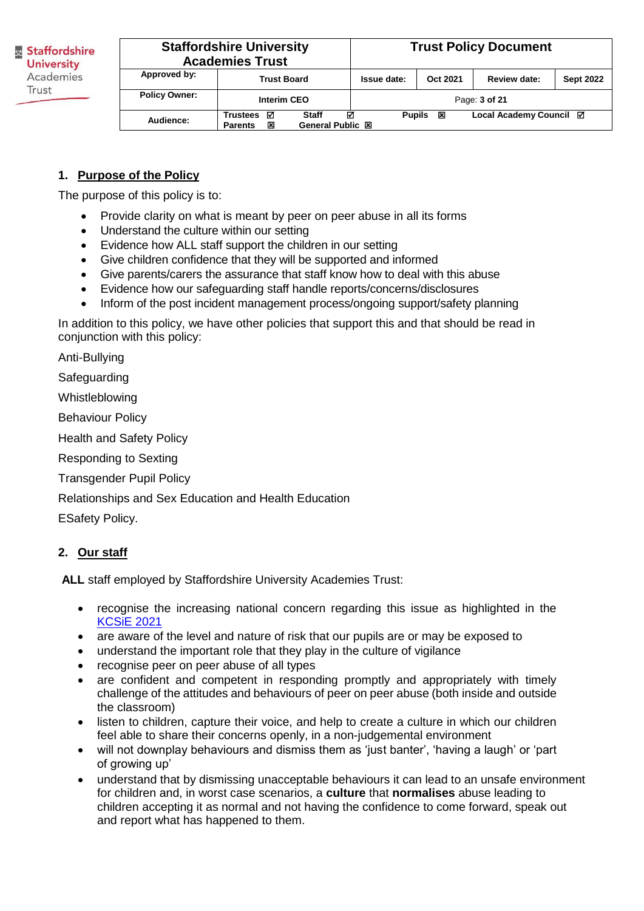## 1. Purpose of the Policy

The purpose of this policy is to:

- Provide clarity on what is meant by peer on peer abuse in all its forms
- Understand the culture within our setting
- Evidence how ALL staff support the children in our setting
- Give children confidence that they will be supported and informed
- Give parents/carers the assurance that staff know how to deal with this abuse
- Evidence how our safeguarding staff handle reports/concerns/disclosures
- Inform of the post incident management process/ongoing support/safety planning

In addition to this policy, we have other policies that support this and that should be read in conjunction with this policy:

Anti-Bullying

Safeguarding

Whistleblowing

Behaviour Policy

Health and Safety Policy

Responding to Sexting

Transgender Pupil Policy

Relationships and Sex Education and Health Education

ESafety Policy.

## 2. Our staff

**ALL** staff employed by Staffordshire University Academies Trust:

- recognise the increasing national concern regarding this issue as highlighted in the KCSiE 2021
- are aware of the level and nature of risk that our pupils are or may be exposed to
- understand the important role that they play in the culture of vigilance
- recognise peer on peer abuse of all types
- are confident and competent in responding promptly and appropriately with timely challenge of the attitudes and behaviours of peer on peer abuse (both inside and outside the classroom)
- listen to children, capture their voice, and help to create a culture in which our children feel able to share their concerns openly, in a non-judgemental environment
- will not downplay behaviours and dismiss them as 'just banter', 'having a laugh' or 'part of growing up'
- understand that by dismissing unacceptable behaviours it can lead to an unsafe environment for children and, in worst case scenarios, a **culture** that **normalises** abuse leading to children accepting it as normal and not having the confidence to come forward, speak out and report what has happened to them.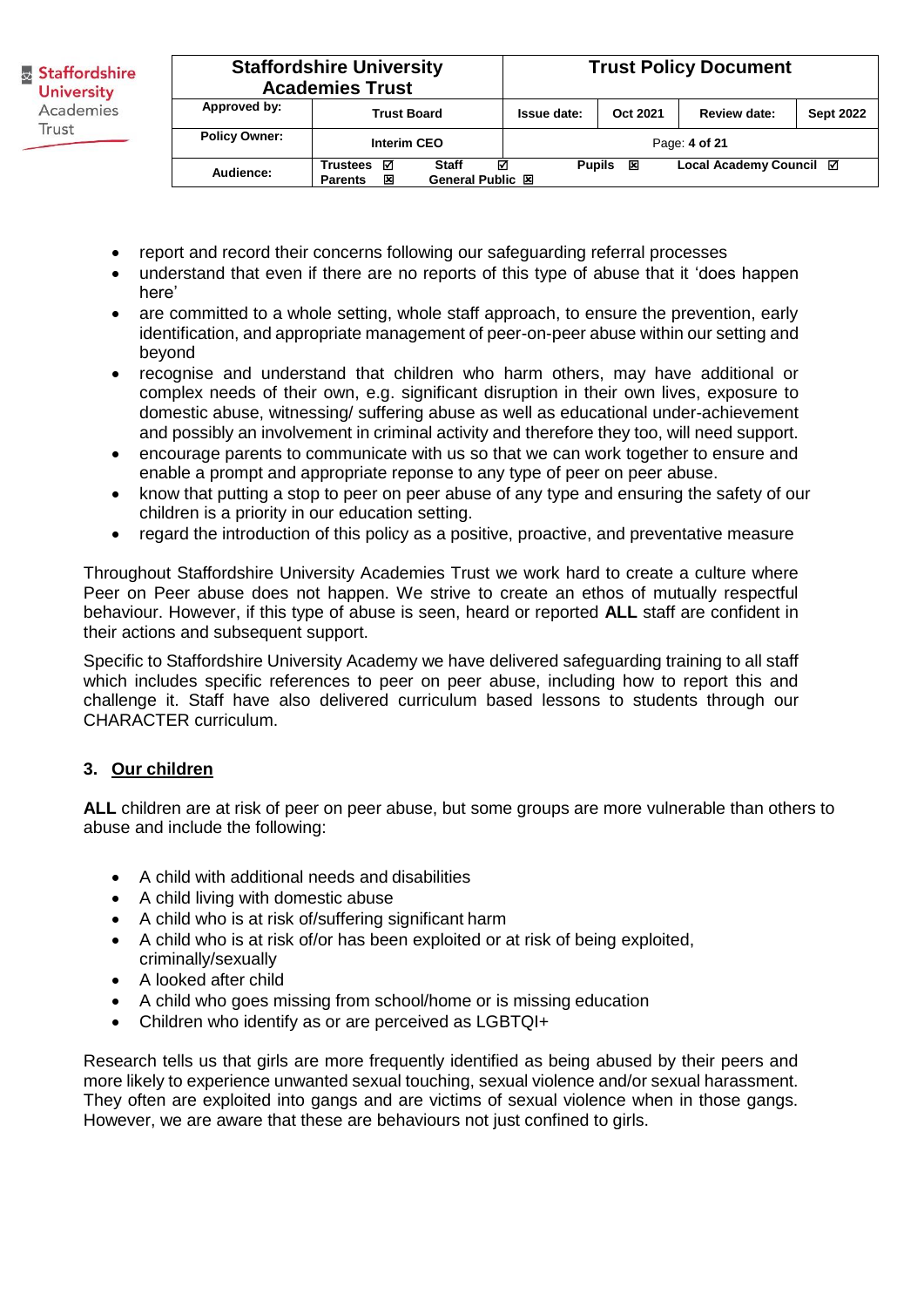- report and record their concerns following our safeguarding referral processes
- understand that even if there are no reports of this type of abuse that it 'does happen here'
- are committed to a whole setting, whole staff approach, to ensure the prevention, early identification, and appropriate management of peer-on-peer abuse within our setting and beyond
- recognise and understand that children who harm others, may have additional or complex needs of their own, e.g. significant disruption in their own lives, exposure to domestic abuse, witnessing/ suffering abuse as well as educational under-achievement and possibly an involvement in criminal activity and therefore they too, will need support.
- encourage parents to communicate with us so that we can work together to ensure and enable a prompt and appropriate reponse to any type of peer on peer abuse.
- know that putting a stop to peer on peer abuse of any type and ensuring the safety of our children is a priority in our education setting.
- regard the introduction of this policy as a positive, proactive, and preventative measure

Throughout Staffordshire University Academies Trust we work hard to create a culture where Peer on Peer abuse does not happen. We strive to create an ethos of mutually respectful behaviour. However, if this type of abuse is seen, heard or reported **ALL** staff are confident in their actions and subsequent support.

Specific to Staffordshire University Academy we have delivered safeguarding training to all staff which includes specific references to peer on peer abuse, including how to report this and challenge it. Staff have also delivered curriculum based lessons to students through our CHARACTER curriculum.

## 3. Our children

**ALL** children are at risk of peer on peer abuse, but some groups are more vulnerable than others to abuse and include the following:

- A child with additional needs and disabilities
- A child living with domestic abuse
- A child who is at risk of/suffering significant harm
- A child who is at risk of/or has been exploited or at risk of being exploited, criminally/sexually
- A looked after child
- A child who goes missing from school/home or is missing education
- Children who identify as or are perceived as LGBTQI+

Research tells us that girls are more frequently identified as being abused by their peers and more likely to experience unwanted sexual touching, sexual violence and/or sexual harassment. They often are exploited into gangs and are victims of sexual violence when in those gangs. However, we are aware that these are behaviours not just confined to girls.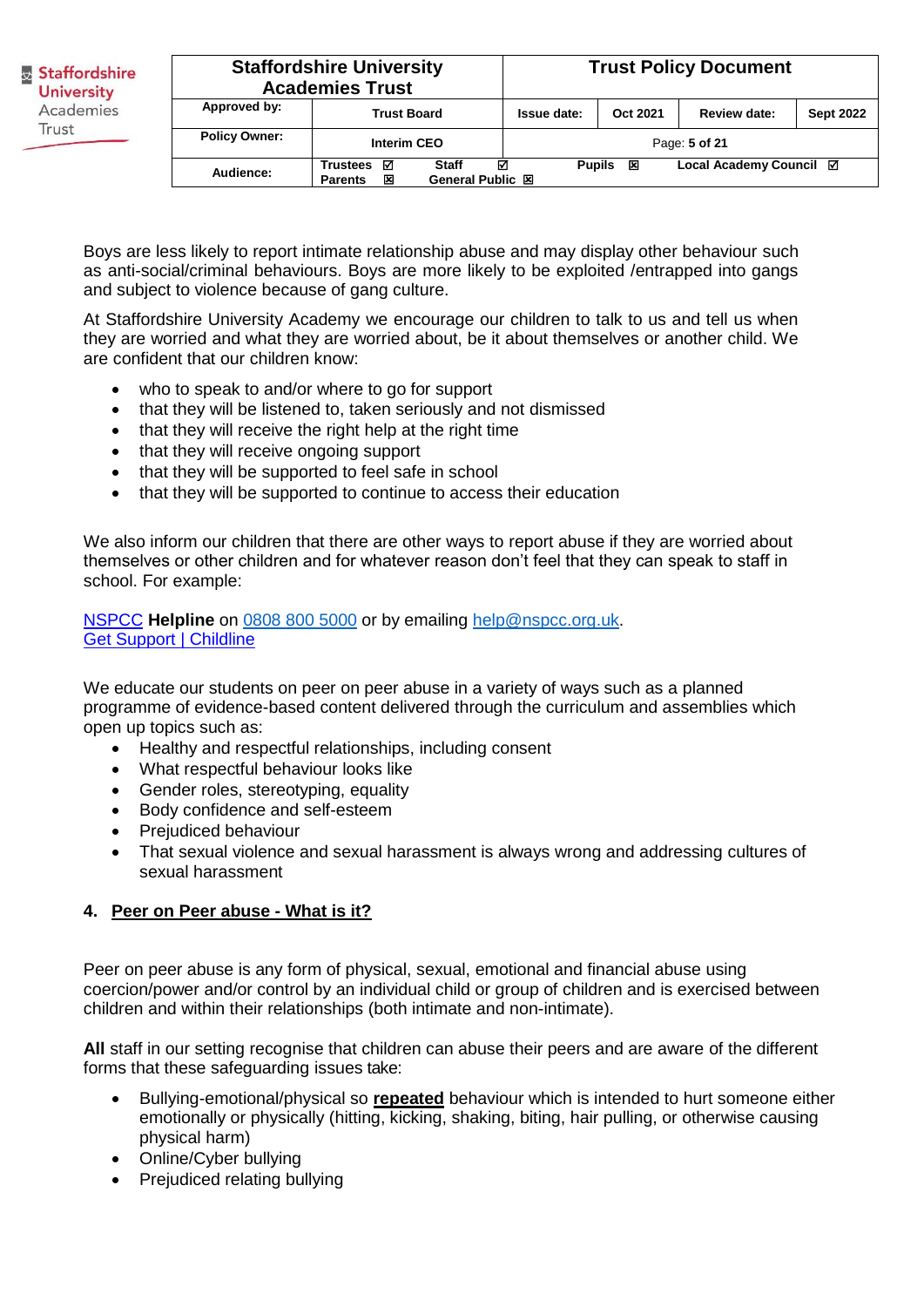Boys are less likely to report intimate relationship abuse and may display other behaviour such as anti-social/criminal behaviours. Boys are more likely to be exploited /entrapped into gangs and subject to violence because of gang culture.

At Staffordshire University Academy we encourage our children to talk to us and tell us when they are worried and what they are worried about, be it about themselves or another child. We are confident that our children know:

- who to speak to and/or where to go for support
- that they will be listened to, taken seriously and not dismissed
- that they will receive the right help at the right time
- that they will receive ongoing support
- that they will be supported to feel safe in school
- that they will be supported to continue to access their education

We also inform our children that there are other ways to report abuse if they are worried about themselves or other children and for whatever reason don't feel that they can speak to staff in school. For example:

NSPCC **Helpline** on 0808 800 5000 or by emailing help@nspcc.org.uk.
Get Support | Childline

We educate our students on peer on peer abuse in a variety of ways such as a planned programme of evidence-based content delivered through the curriculum and assemblies which open up topics such as:

- Healthy and respectful relationships, including consent
- What respectful behaviour looks like
- Gender roles, stereotyping, equality
- Body confidence and self-esteem
- Prejudiced behaviour
- That sexual violence and sexual harassment is always wrong and addressing cultures of sexual harassment

## 4. Peer on Peer abuse - What is it?

Peer on peer abuse is any form of physical, sexual, emotional and financial abuse using coercion/power and/or control by an individual child or group of children and is exercised between children and within their relationships (both intimate and non-intimate).

**All** staff in our setting recognise that children can abuse their peers and are aware of the different forms that these safeguarding issues take:

- Bullying-emotional/physical so **repeated** behaviour which is intended to hurt someone either emotionally or physically (hitting, kicking, shaking, biting, hair pulling, or otherwise causing physical harm)
- Online/Cyber bullying
- Prejudiced relating bullying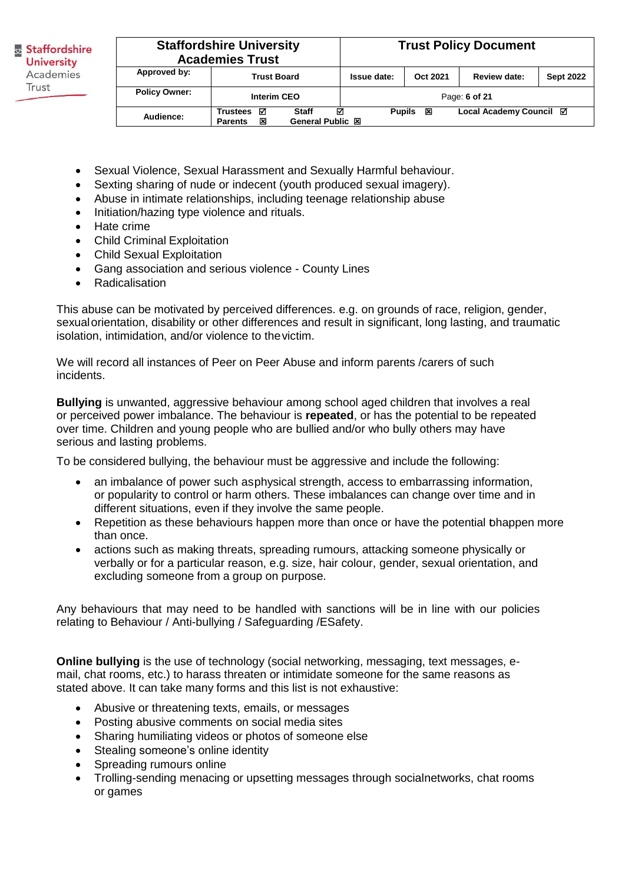- Sexual Violence, Sexual Harassment and Sexually Harmful behaviour.
- Sexting sharing of nude or indecent (youth produced sexual imagery).
- Abuse in intimate relationships, including teenage relationship abuse
- Initiation/hazing type violence and rituals.
- Hate crime
- Child Criminal Exploitation
- Child Sexual Exploitation
- Gang association and serious violence - County Lines
- Radicalisation

This abuse can be motivated by perceived differences. e.g. on grounds of race, religion, gender, sexual orientation, disability or other differences and result in significant, long lasting, and traumatic isolation, intimidation, and/or violence to the victim.

We will record all instances of Peer on Peer Abuse and inform parents /carers of such incidents.

**Bullying** is unwanted, aggressive behaviour among school aged children that involves a real or perceived power imbalance. The behaviour is **repeated**, or has the potential to be repeated over time. Children and young people who are bullied and/or who bully others may have serious and lasting problems.

To be considered bullying, the behaviour must be aggressive and include the following:

- an imbalance of power such as physical strength, access to embarrassing information, or popularity to control or harm others. These imbalances can change over time and in different situations, even if they involve the same people.
- Repetition as these behaviours happen more than once or have the potential to happen more than once.
- actions such as making threats, spreading rumours, attacking someone physically or verbally or for a particular reason, e.g. size, hair colour, gender, sexual orientation, and excluding someone from a group on purpose.

Any behaviours that may need to be handled with sanctions will be in line with our policies relating to Behaviour / Anti-bullying / Safeguarding /ESafety.

**Online bullying** is the use of technology (social networking, messaging, text messages, e-mail, chat rooms, etc.) to harass threaten or intimidate someone for the same reasons as stated above. It can take many forms and this list is not exhaustive:

- Abusive or threatening texts, emails, or messages
- Posting abusive comments on social media sites
- Sharing humiliating videos or photos of someone else
- Stealing someone's online identity
- Spreading rumours online
- Trolling-sending menacing or upsetting messages through social networks, chat rooms or games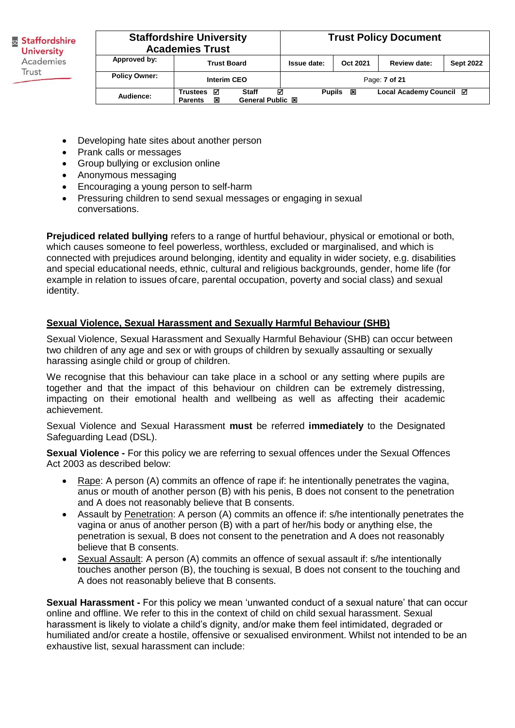- Developing hate sites about another person
- Prank calls or messages
- Group bullying or exclusion online
- Anonymous messaging
- Encouraging a young person to self-harm
- Pressuring children to send sexual messages or engaging in sexual conversations.

**Prejudiced related bullying** refers to a range of hurtful behaviour, physical or emotional or both, which causes someone to feel powerless, worthless, excluded or marginalised, and which is connected with prejudices around belonging, identity and equality in wider society, e.g. disabilities and special educational needs, ethnic, cultural and religious backgrounds, gender, home life (for example in relation to issues of care, parental occupation, poverty and social class) and sexual identity.

## Sexual Violence, Sexual Harassment and Sexually Harmful Behaviour (SHB)

Sexual Violence, Sexual Harassment and Sexually Harmful Behaviour (SHB) can occur between two children of any age and sex or with groups of children by sexually assaulting or sexually harassing a single child or group of children.

We recognise that this behaviour can take place in a school or any setting where pupils are together and that the impact of this behaviour on children can be extremely distressing, impacting on their emotional health and wellbeing as well as affecting their academic achievement.

Sexual Violence and Sexual Harassment **must** be referred **immediately** to the Designated Safeguarding Lead (DSL).

**Sexual Violence -** For this policy we are referring to sexual offences under the Sexual Offences Act 2003 as described below:

- Rape: A person (A) commits an offence of rape if: he intentionally penetrates the vagina, anus or mouth of another person (B) with his penis, B does not consent to the penetration and A does not reasonably believe that B consents.
- Assault by Penetration: A person (A) commits an offence if: s/he intentionally penetrates the vagina or anus of another person (B) with a part of her/his body or anything else, the penetration is sexual, B does not consent to the penetration and A does not reasonably believe that B consents.
- Sexual Assault: A person (A) commits an offence of sexual assault if: s/he intentionally touches another person (B), the touching is sexual, B does not consent to the touching and A does not reasonably believe that B consents.

**Sexual Harassment -** For this policy we mean 'unwanted conduct of a sexual nature' that can occur online and offline. We refer to this in the context of child on child sexual harassment. Sexual harassment is likely to violate a child's dignity, and/or make them feel intimidated, degraded or humiliated and/or create a hostile, offensive or sexualised environment. Whilst not intended to be an exhaustive list, sexual harassment can include: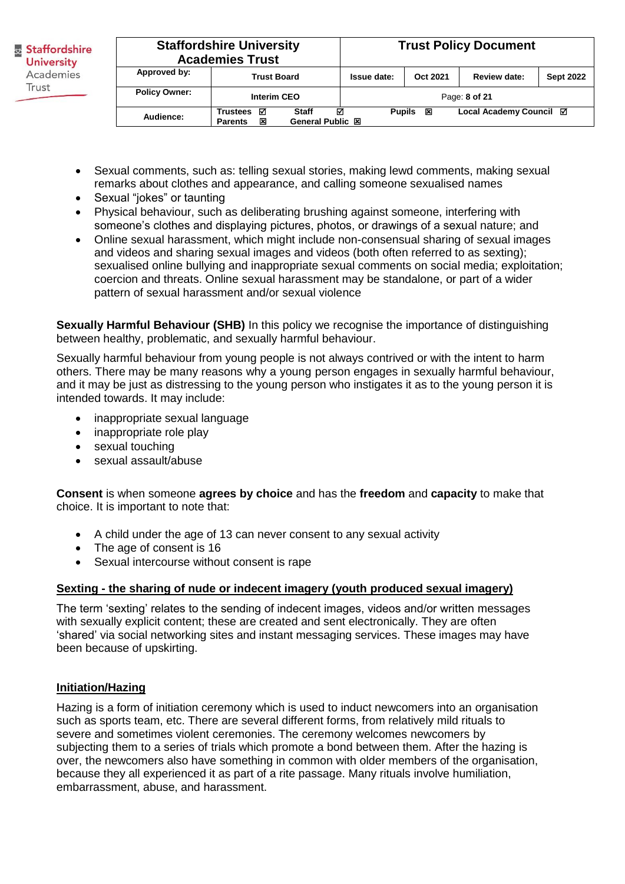- Sexual comments, such as: telling sexual stories, making lewd comments, making sexual remarks about clothes and appearance, and calling someone sexualised names
- Sexual “jokes” or taunting
- Physical behaviour, such as deliberating brushing against someone, interfering with someone’s clothes and displaying pictures, photos, or drawings of a sexual nature; and
- Online sexual harassment, which might include non-consensual sharing of sexual images and videos and sharing sexual images and videos (both often referred to as sexting); sexualised online bullying and inappropriate sexual comments on social media; exploitation; coercion and threats. Online sexual harassment may be standalone, or part of a wider pattern of sexual harassment and/or sexual violence

**Sexually Harmful Behaviour (SHB)** In this policy we recognise the importance of distinguishing between healthy, problematic, and sexually harmful behaviour.

Sexually harmful behaviour from young people is not always contrived or with the intent to harm others. There may be many reasons why a young person engages in sexually harmful behaviour, and it may be just as distressing to the young person who instigates it as to the young person it is intended towards. It may include:

- inappropriate sexual language
- inappropriate role play
- sexual touching
- sexual assault/abuse

**Consent** is when someone **agrees by choice** and has the **freedom** and **capacity** to make that choice. It is important to note that:

- A child under the age of 13 can never consent to any sexual activity
- The age of consent is 16
- Sexual intercourse without consent is rape

**Sexting - the sharing of nude or indecent imagery (youth produced sexual imagery)**

The term ‘sexting’ relates to the sending of indecent images, videos and/or written messages with sexually explicit content; these are created and sent electronically. They are often ‘shared’ via social networking sites and instant messaging services. These images may have been because of upskirting.

**Initiation/Hazing**

Hazing is a form of initiation ceremony which is used to induct newcomers into an organisation such as sports team, etc. There are several different forms, from relatively mild rituals to severe and sometimes violent ceremonies. The ceremony welcomes newcomers by subjecting them to a series of trials which promote a bond between them. After the hazing is over, the newcomers also have something in common with older members of the organisation, because they all experienced it as part of a rite passage. Many rituals involve humiliation, embarrassment, abuse, and harassment.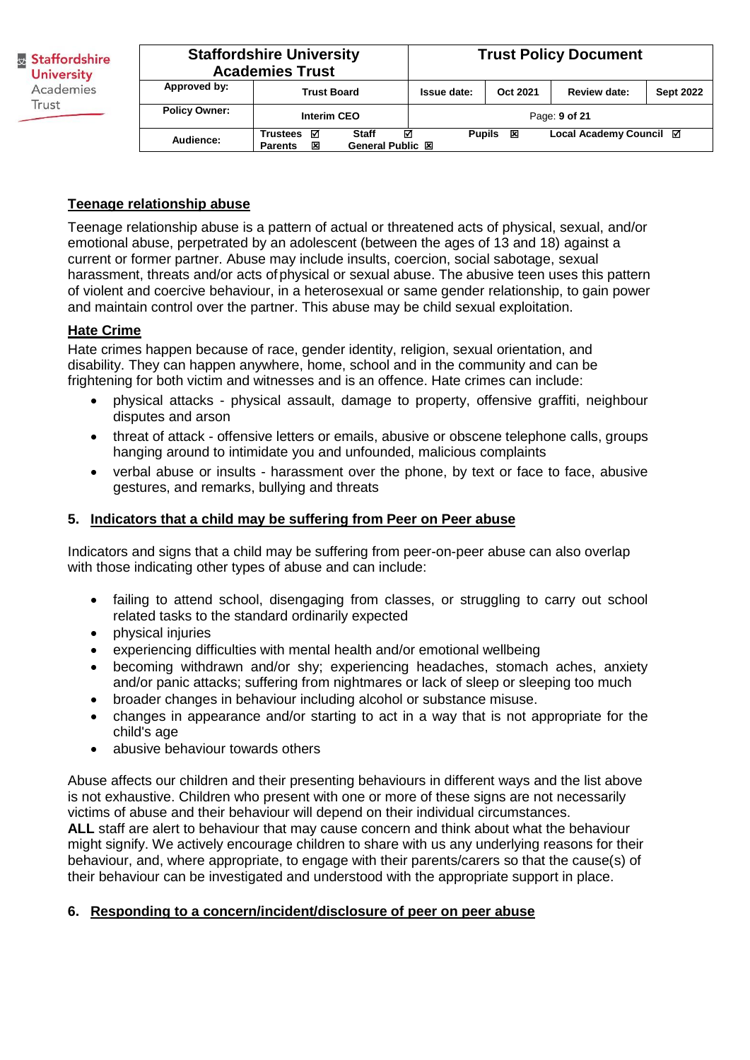## Teenage relationship abuse

Teenage relationship abuse is a pattern of actual or threatened acts of physical, sexual, and/or emotional abuse, perpetrated by an adolescent (between the ages of 13 and 18) against a current or former partner. Abuse may include insults, coercion, social sabotage, sexual harassment, threats and/or acts of physical or sexual abuse. The abusive teen uses this pattern of violent and coercive behaviour, in a heterosexual or same gender relationship, to gain power and maintain control over the partner. This abuse may be child sexual exploitation.

## Hate Crime

Hate crimes happen because of race, gender identity, religion, sexual orientation, and disability. They can happen anywhere, home, school and in the community and can be frightening for both victim and witnesses and is an offence. Hate crimes can include:

- physical attacks - physical assault, damage to property, offensive graffiti, neighbour disputes and arson
- threat of attack - offensive letters or emails, abusive or obscene telephone calls, groups hanging around to intimidate you and unfounded, malicious complaints
- verbal abuse or insults - harassment over the phone, by text or face to face, abusive gestures, and remarks, bullying and threats

## 5. Indicators that a child may be suffering from Peer on Peer abuse

Indicators and signs that a child may be suffering from peer-on-peer abuse can also overlap with those indicating other types of abuse and can include:

- failing to attend school, disengaging from classes, or struggling to carry out school related tasks to the standard ordinarily expected
- physical injuries
- experiencing difficulties with mental health and/or emotional wellbeing
- becoming withdrawn and/or shy; experiencing headaches, stomach aches, anxiety and/or panic attacks; suffering from nightmares or lack of sleep or sleeping too much
- broader changes in behaviour including alcohol or substance misuse.
- changes in appearance and/or starting to act in a way that is not appropriate for the child's age
- abusive behaviour towards others

Abuse affects our children and their presenting behaviours in different ways and the list above is not exhaustive. Children who present with one or more of these signs are not necessarily victims of abuse and their behaviour will depend on their individual circumstances.
**ALL** staff are alert to behaviour that may cause concern and think about what the behaviour might signify. We actively encourage children to share with us any underlying reasons for their behaviour, and, where appropriate, to engage with their parents/carers so that the cause(s) of their behaviour can be investigated and understood with the appropriate support in place.

## 6. Responding to a concern/incident/disclosure of peer on peer abuse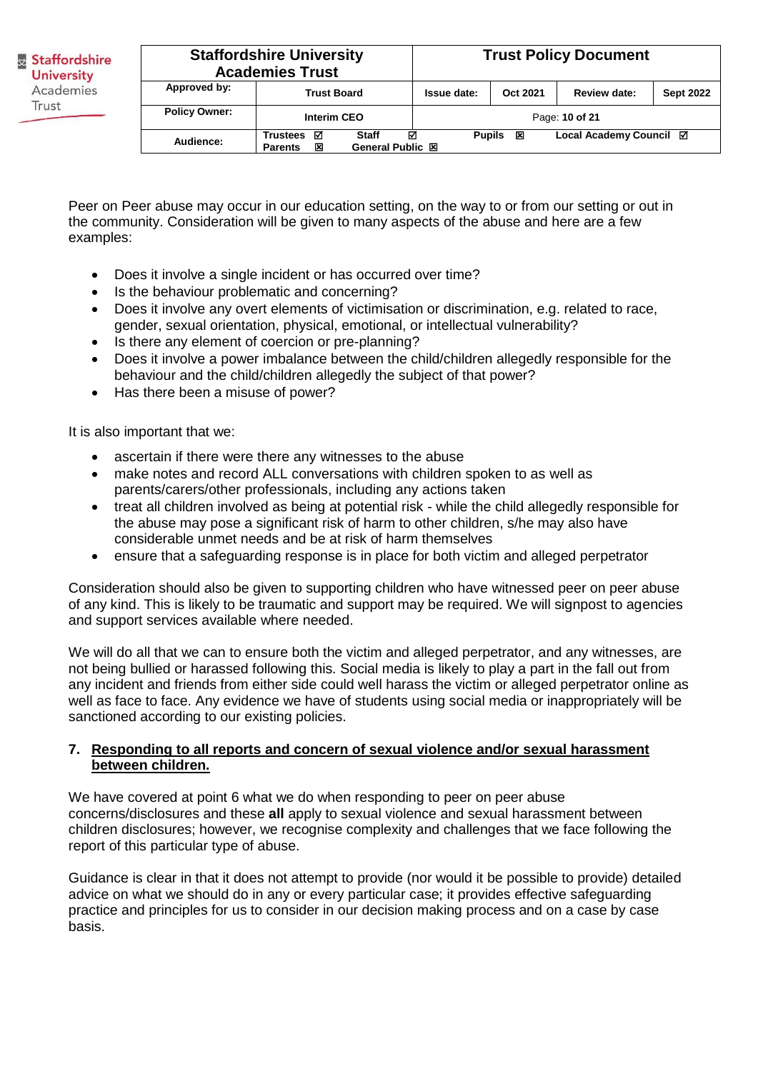Peer on Peer abuse may occur in our education setting, on the way to or from our setting or out in the community. Consideration will be given to many aspects of the abuse and here are a few examples:

- Does it involve a single incident or has occurred over time?
- Is the behaviour problematic and concerning?
- Does it involve any overt elements of victimisation or discrimination, e.g. related to race, gender, sexual orientation, physical, emotional, or intellectual vulnerability?
- Is there any element of coercion or pre-planning?
- Does it involve a power imbalance between the child/children allegedly responsible for the behaviour and the child/children allegedly the subject of that power?
- Has there been a misuse of power?

It is also important that we:

- ascertain if there were there any witnesses to the abuse
- make notes and record ALL conversations with children spoken to as well as parents/carers/other professionals, including any actions taken
- treat all children involved as being at potential risk - while the child allegedly responsible for the abuse may pose a significant risk of harm to other children, s/he may also have considerable unmet needs and be at risk of harm themselves
- ensure that a safeguarding response is in place for both victim and alleged perpetrator

Consideration should also be given to supporting children who have witnessed peer on peer abuse of any kind. This is likely to be traumatic and support may be required. We will signpost to agencies and support services available where needed.

We will do all that we can to ensure both the victim and alleged perpetrator, and any witnesses, are not being bullied or harassed following this. Social media is likely to play a part in the fall out from any incident and friends from either side could well harass the victim or alleged perpetrator online as well as face to face. Any evidence we have of students using social media or inappropriately will be sanctioned according to our existing policies.

## 7. Responding to all reports and concern of sexual violence and/or sexual harassment between children.

We have covered at point 6 what we do when responding to peer on peer abuse concerns/disclosures and these **all** apply to sexual violence and sexual harassment between children disclosures; however, we recognise complexity and challenges that we face following the report of this particular type of abuse.

Guidance is clear in that it does not attempt to provide (nor would it be possible to provide) detailed advice on what we should do in any or every particular case; it provides effective safeguarding practice and principles for us to consider in our decision making process and on a case by case basis.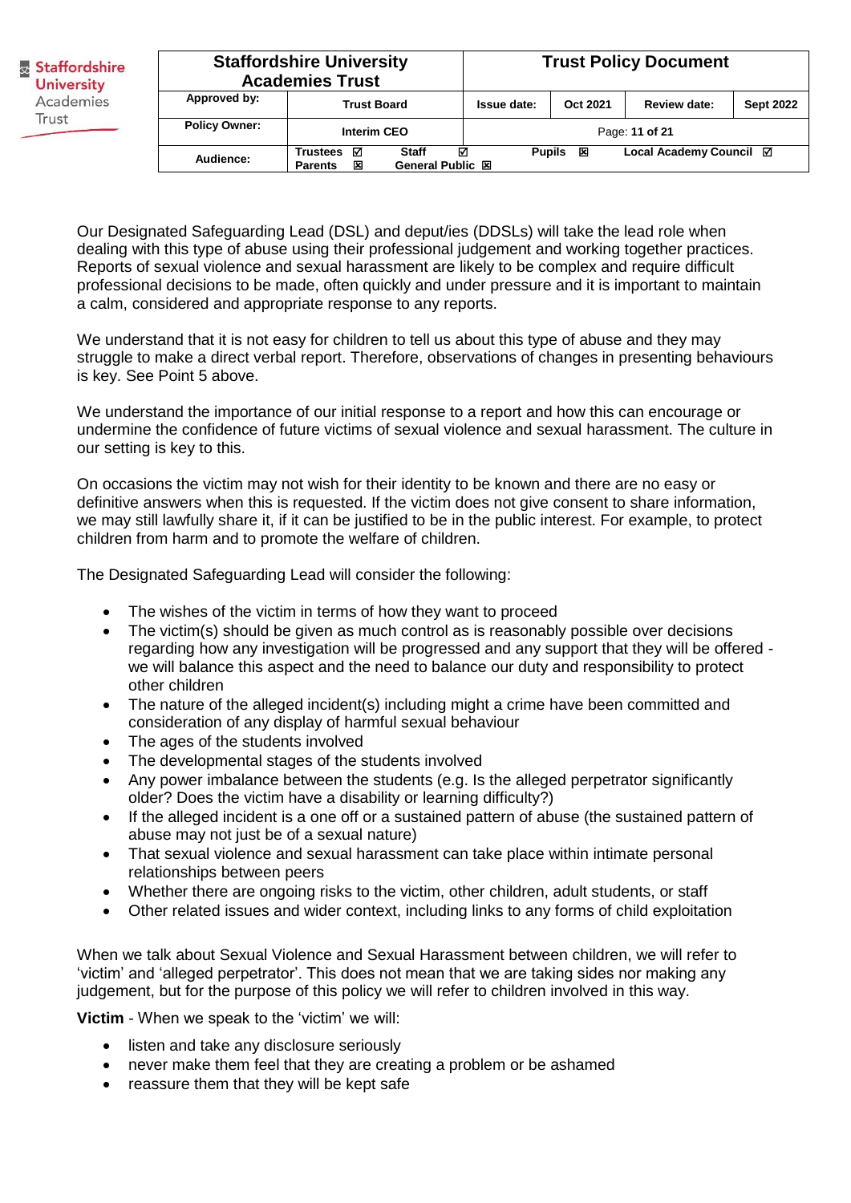Our Designated Safeguarding Lead (DSL) and deput/ies (DDSLs) will take the lead role when dealing with this type of abuse using their professional judgement and working together practices. Reports of sexual violence and sexual harassment are likely to be complex and require difficult professional decisions to be made, often quickly and under pressure and it is important to maintain a calm, considered and appropriate response to any reports.

We understand that it is not easy for children to tell us about this type of abuse and they may struggle to make a direct verbal report. Therefore, observations of changes in presenting behaviours is key. See Point 5 above.

We understand the importance of our initial response to a report and how this can encourage or undermine the confidence of future victims of sexual violence and sexual harassment. The culture in our setting is key to this.

On occasions the victim may not wish for their identity to be known and there are no easy or definitive answers when this is requested. If the victim does not give consent to share information, we may still lawfully share it, if it can be justified to be in the public interest. For example, to protect children from harm and to promote the welfare of children.

The Designated Safeguarding Lead will consider the following:

- The wishes of the victim in terms of how they want to proceed
- The victim(s) should be given as much control as is reasonably possible over decisions regarding how any investigation will be progressed and any support that they will be offered - we will balance this aspect and the need to balance our duty and responsibility to protect other children
- The nature of the alleged incident(s) including might a crime have been committed and consideration of any display of harmful sexual behaviour
- The ages of the students involved
- The developmental stages of the students involved
- Any power imbalance between the students (e.g. Is the alleged perpetrator significantly older? Does the victim have a disability or learning difficulty?)
- If the alleged incident is a one off or a sustained pattern of abuse (the sustained pattern of abuse may not just be of a sexual nature)
- That sexual violence and sexual harassment can take place within intimate personal relationships between peers
- Whether there are ongoing risks to the victim, other children, adult students, or staff
- Other related issues and wider context, including links to any forms of child exploitation

When we talk about Sexual Violence and Sexual Harassment between children, we will refer to 'victim' and 'alleged perpetrator'. This does not mean that we are taking sides nor making any judgement, but for the purpose of this policy we will refer to children involved in this way.

**Victim** - When we speak to the 'victim' we will:

- listen and take any disclosure seriously
- never make them feel that they are creating a problem or be ashamed
- reassure them that they will be kept safe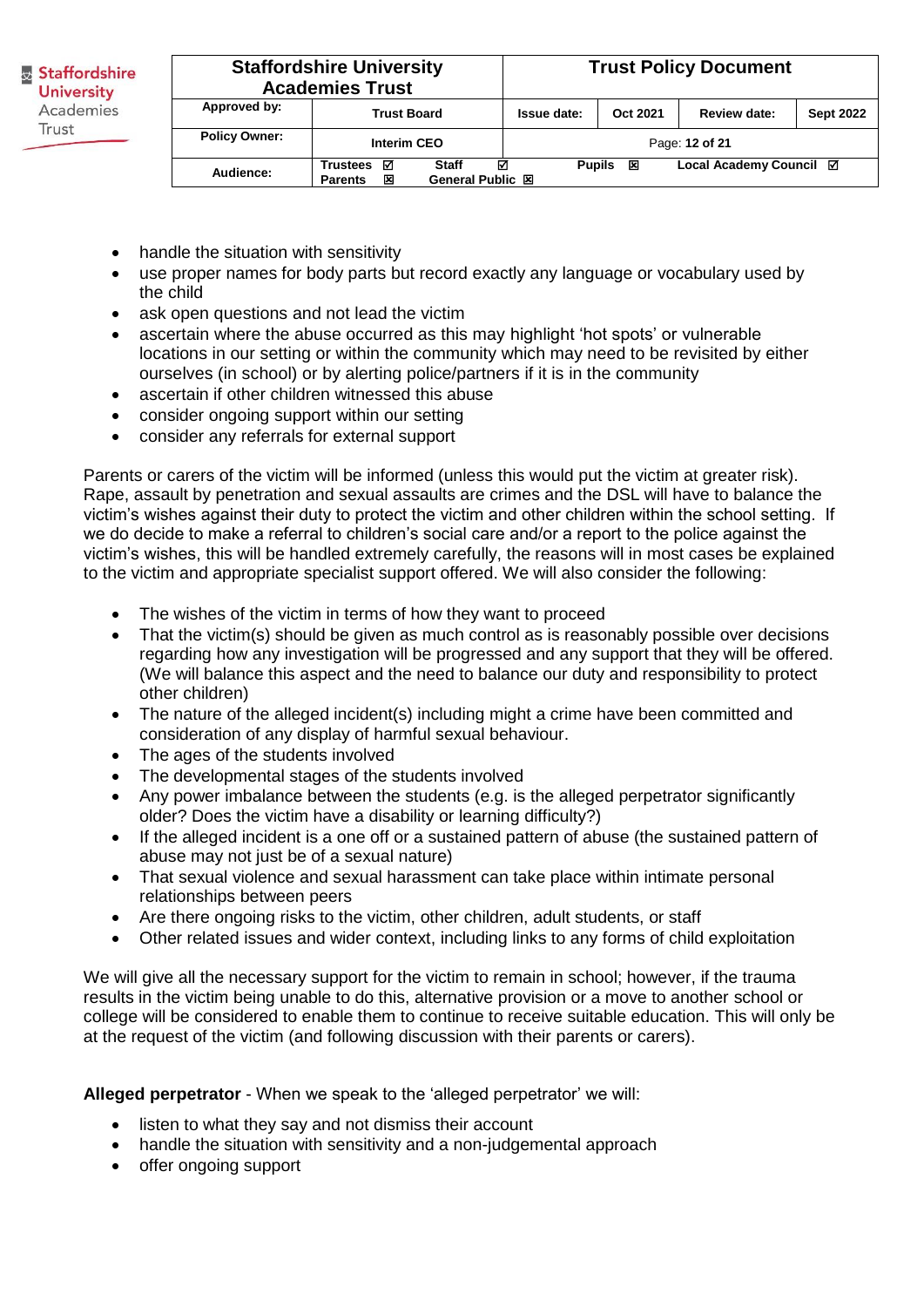- handle the situation with sensitivity
- use proper names for body parts but record exactly any language or vocabulary used by the child
- ask open questions and not lead the victim
- ascertain where the abuse occurred as this may highlight 'hot spots' or vulnerable locations in our setting or within the community which may need to be revisited by either ourselves (in school) or by alerting police/partners if it is in the community
- ascertain if other children witnessed this abuse
- consider ongoing support within our setting
- consider any referrals for external support

Parents or carers of the victim will be informed (unless this would put the victim at greater risk). Rape, assault by penetration and sexual assaults are crimes and the DSL will have to balance the victim's wishes against their duty to protect the victim and other children within the school setting. If we do decide to make a referral to children's social care and/or a report to the police against the victim's wishes, this will be handled extremely carefully, the reasons will in most cases be explained to the victim and appropriate specialist support offered. We will also consider the following:

- The wishes of the victim in terms of how they want to proceed
- That the victim(s) should be given as much control as is reasonably possible over decisions regarding how any investigation will be progressed and any support that they will be offered. (We will balance this aspect and the need to balance our duty and responsibility to protect other children)
- The nature of the alleged incident(s) including might a crime have been committed and consideration of any display of harmful sexual behaviour.
- The ages of the students involved
- The developmental stages of the students involved
- Any power imbalance between the students (e.g. is the alleged perpetrator significantly older? Does the victim have a disability or learning difficulty?)
- If the alleged incident is a one off or a sustained pattern of abuse (the sustained pattern of abuse may not just be of a sexual nature)
- That sexual violence and sexual harassment can take place within intimate personal relationships between peers
- Are there ongoing risks to the victim, other children, adult students, or staff
- Other related issues and wider context, including links to any forms of child exploitation

We will give all the necessary support for the victim to remain in school; however, if the trauma results in the victim being unable to do this, alternative provision or a move to another school or college will be considered to enable them to continue to receive suitable education. This will only be at the request of the victim (and following discussion with their parents or carers).

**Alleged perpetrator** - When we speak to the 'alleged perpetrator' we will:

- listen to what they say and not dismiss their account
- handle the situation with sensitivity and a non-judgemental approach
- offer ongoing support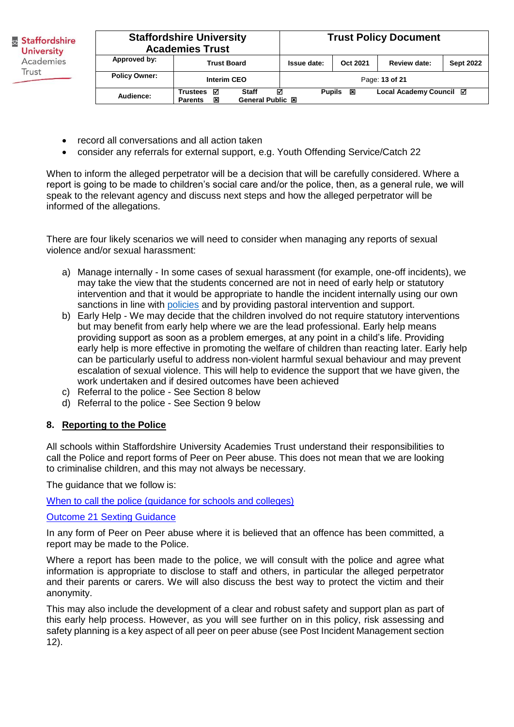- record all conversations and all action taken
- consider any referrals for external support, e.g. Youth Offending Service/Catch 22

When to inform the alleged perpetrator will be a decision that will be carefully considered. Where a report is going to be made to children's social care and/or the police, then, as a general rule, we will speak to the relevant agency and discuss next steps and how the alleged perpetrator will be informed of the allegations.

There are four likely scenarios we will need to consider when managing any reports of sexual violence and/or sexual harassment:

a) Manage internally - In some cases of sexual harassment (for example, one-off incidents), we may take the view that the students concerned are not in need of early help or statutory intervention and that it would be appropriate to handle the incident internally using our own sanctions in line with policies and by providing pastoral intervention and support.
b) Early Help - We may decide that the children involved do not require statutory interventions but may benefit from early help where we are the lead professional. Early help means providing support as soon as a problem emerges, at any point in a child's life. Providing early help is more effective in promoting the welfare of children than reacting later. Early help can be particularly useful to address non-violent harmful sexual behaviour and may prevent escalation of sexual violence. This will help to evidence the support that we have given, the work undertaken and if desired outcomes have been achieved
c) Referral to the police - See Section 8 below
d) Referral to the police - See Section 9 below

## 8. Reporting to the Police

All schools within Staffordshire University Academies Trust understand their responsibilities to call the Police and report forms of Peer on Peer abuse. This does not mean that we are looking to criminalise children, and this may not always be necessary.

The guidance that we follow is:

When to call the police (guidance for schools and colleges)

Outcome 21 Sexting Guidance

In any form of Peer on Peer abuse where it is believed that an offence has been committed, a report may be made to the Police.

Where a report has been made to the police, we will consult with the police and agree what information is appropriate to disclose to staff and others, in particular the alleged perpetrator and their parents or carers. We will also discuss the best way to protect the victim and their anonymity.

This may also include the development of a clear and robust safety and support plan as part of this early help process. However, as you will see further on in this policy, risk assessing and safety planning is a key aspect of all peer on peer abuse (see Post Incident Management section 12).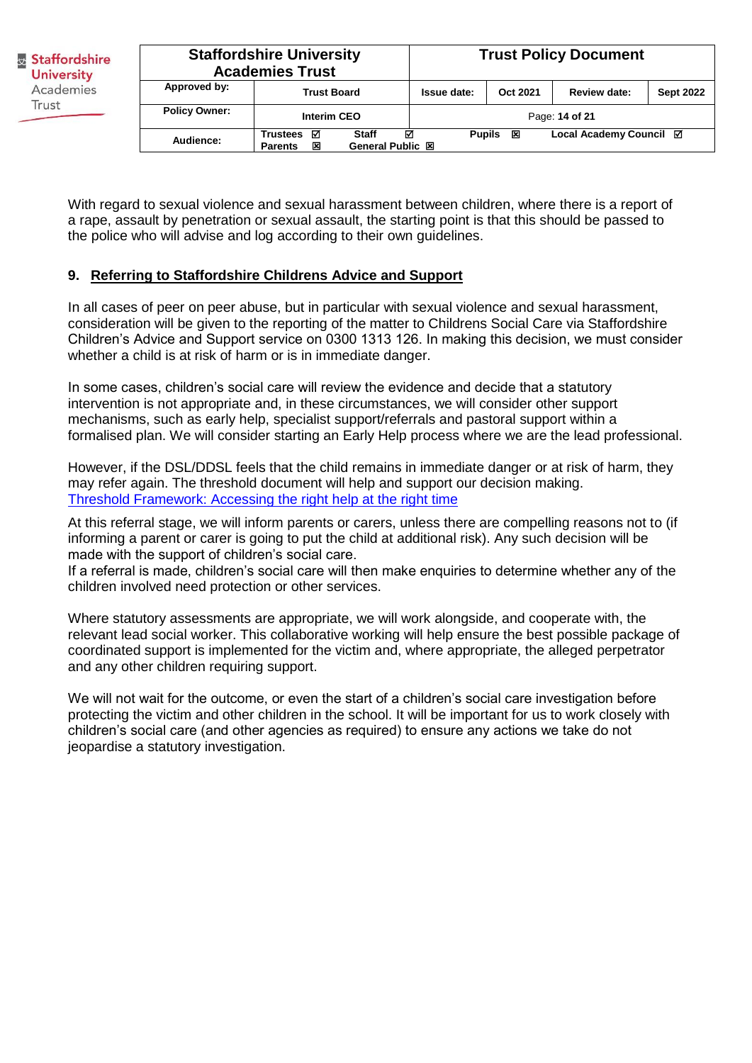With regard to sexual violence and sexual harassment between children, where there is a report of a rape, assault by penetration or sexual assault, the starting point is that this should be passed to the police who will advise and log according to their own guidelines.

## 9. Referring to Staffordshire Childrens Advice and Support

In all cases of peer on peer abuse, but in particular with sexual violence and sexual harassment, consideration will be given to the reporting of the matter to Childrens Social Care via Staffordshire Children's Advice and Support service on 0300 1313 126. In making this decision, we must consider whether a child is at risk of harm or is in immediate danger.

In some cases, children's social care will review the evidence and decide that a statutory intervention is not appropriate and, in these circumstances, we will consider other support mechanisms, such as early help, specialist support/referrals and pastoral support within a formalised plan. We will consider starting an Early Help process where we are the lead professional.

However, if the DSL/DDSL feels that the child remains in immediate danger or at risk of harm, they may refer again. The threshold document will help and support our decision making.
[Threshold Framework: Accessing the right help at the right time]

At this referral stage, we will inform parents or carers, unless there are compelling reasons not to (if informing a parent or carer is going to put the child at additional risk). Any such decision will be made with the support of children's social care.
If a referral is made, children's social care will then make enquiries to determine whether any of the children involved need protection or other services.

Where statutory assessments are appropriate, we will work alongside, and cooperate with, the relevant lead social worker. This collaborative working will help ensure the best possible package of coordinated support is implemented for the victim and, where appropriate, the alleged perpetrator and any other children requiring support.

We will not wait for the outcome, or even the start of a children's social care investigation before protecting the victim and other children in the school. It will be important for us to work closely with children's social care (and other agencies as required) to ensure any actions we take do not jeopardise a statutory investigation.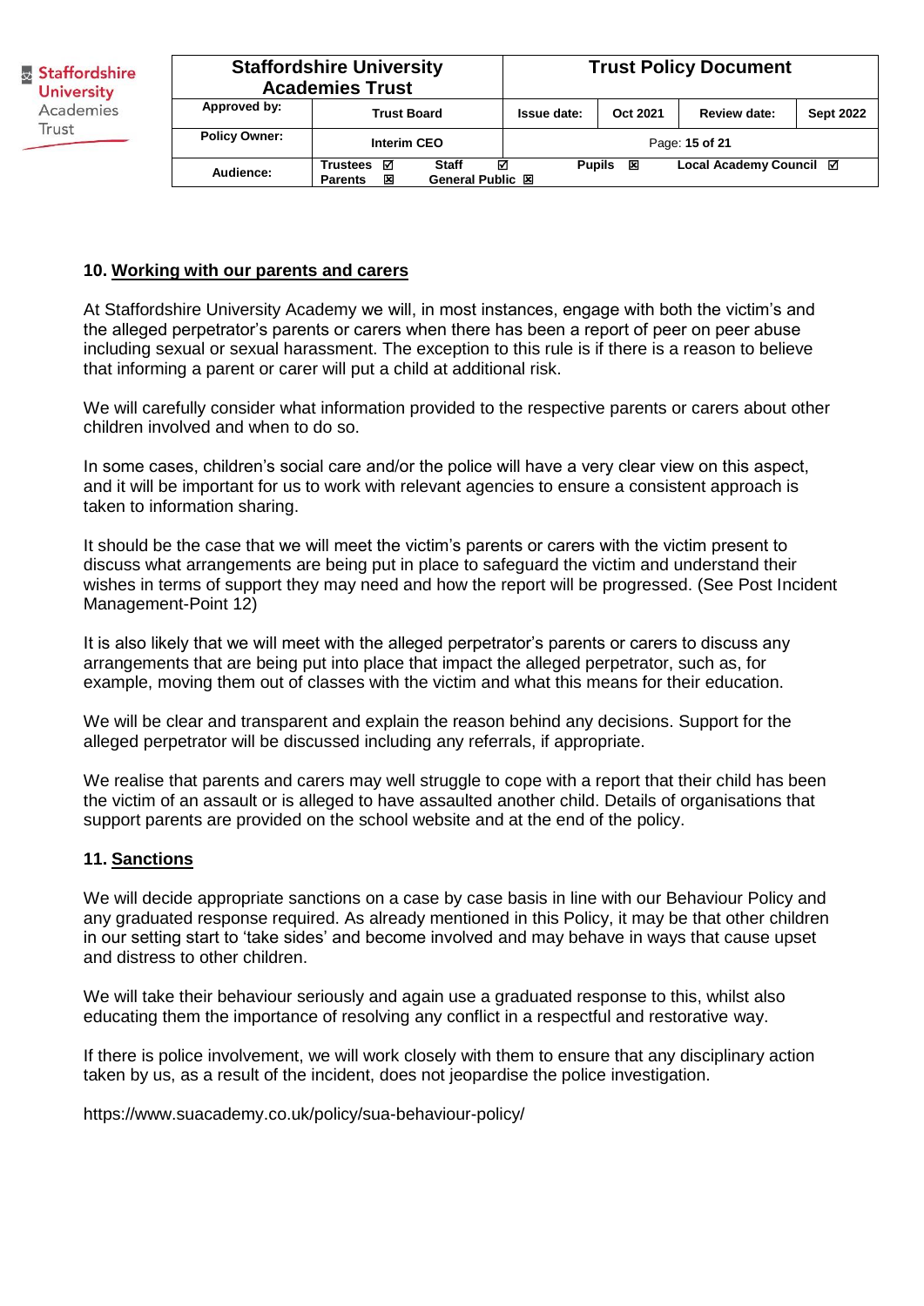## 10. Working with our parents and carers

At Staffordshire University Academy we will, in most instances, engage with both the victim's and the alleged perpetrator's parents or carers when there has been a report of peer on peer abuse including sexual or sexual harassment. The exception to this rule is if there is a reason to believe that informing a parent or carer will put a child at additional risk.

We will carefully consider what information provided to the respective parents or carers about other children involved and when to do so.

In some cases, children's social care and/or the police will have a very clear view on this aspect, and it will be important for us to work with relevant agencies to ensure a consistent approach is taken to information sharing.

It should be the case that we will meet the victim's parents or carers with the victim present to discuss what arrangements are being put in place to safeguard the victim and understand their wishes in terms of support they may need and how the report will be progressed. (See Post Incident Management-Point 12)

It is also likely that we will meet with the alleged perpetrator's parents or carers to discuss any arrangements that are being put into place that impact the alleged perpetrator, such as, for example, moving them out of classes with the victim and what this means for their education.

We will be clear and transparent and explain the reason behind any decisions. Support for the alleged perpetrator will be discussed including any referrals, if appropriate.

We realise that parents and carers may well struggle to cope with a report that their child has been the victim of an assault or is alleged to have assaulted another child. Details of organisations that support parents are provided on the school website and at the end of the policy.

## 11. Sanctions

We will decide appropriate sanctions on a case by case basis in line with our Behaviour Policy and any graduated response required. As already mentioned in this Policy, it may be that other children in our setting start to 'take sides' and become involved and may behave in ways that cause upset and distress to other children.

We will take their behaviour seriously and again use a graduated response to this, whilst also educating them the importance of resolving any conflict in a respectful and restorative way.

If there is police involvement, we will work closely with them to ensure that any disciplinary action taken by us, as a result of the incident, does not jeopardise the police investigation.

https://www.suacademy.co.uk/policy/sua-behaviour-policy/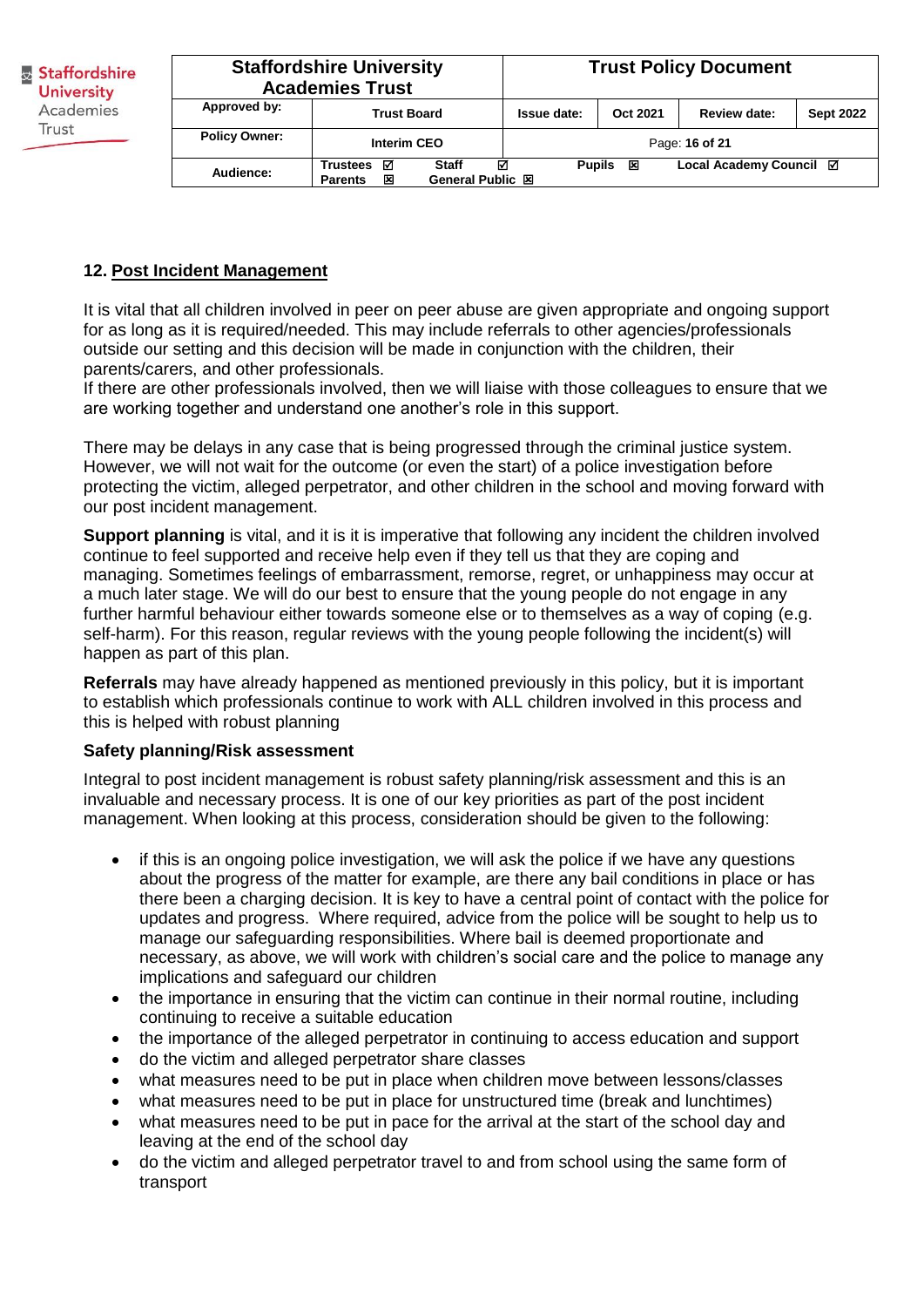## 12. Post Incident Management

It is vital that all children involved in peer on peer abuse are given appropriate and ongoing support for as long as it is required/needed. This may include referrals to other agencies/professionals outside our setting and this decision will be made in conjunction with the children, their parents/carers, and other professionals.
If there are other professionals involved, then we will liaise with those colleagues to ensure that we are working together and understand one another's role in this support.

There may be delays in any case that is being progressed through the criminal justice system. However, we will not wait for the outcome (or even the start) of a police investigation before protecting the victim, alleged perpetrator, and other children in the school and moving forward with our post incident management.

**Support planning** is vital, and it is it is imperative that following any incident the children involved continue to feel supported and receive help even if they tell us that they are coping and managing. Sometimes feelings of embarrassment, remorse, regret, or unhappiness may occur at a much later stage. We will do our best to ensure that the young people do not engage in any further harmful behaviour either towards someone else or to themselves as a way of coping (e.g. self-harm). For this reason, regular reviews with the young people following the incident(s) will happen as part of this plan.

**Referrals** may have already happened as mentioned previously in this policy, but it is important to establish which professionals continue to work with ALL children involved in this process and this is helped with robust planning

**Safety planning/Risk assessment**

Integral to post incident management is robust safety planning/risk assessment and this is an invaluable and necessary process. It is one of our key priorities as part of the post incident management. When looking at this process, consideration should be given to the following:

- if this is an ongoing police investigation, we will ask the police if we have any questions about the progress of the matter for example, are there any bail conditions in place or has there been a charging decision. It is key to have a central point of contact with the police for updates and progress. Where required, advice from the police will be sought to help us to manage our safeguarding responsibilities. Where bail is deemed proportionate and necessary, as above, we will work with children's social care and the police to manage any implications and safeguard our children
- the importance in ensuring that the victim can continue in their normal routine, including continuing to receive a suitable education
- the importance of the alleged perpetrator in continuing to access education and support
- do the victim and alleged perpetrator share classes
- what measures need to be put in place when children move between lessons/classes
- what measures need to be put in place for unstructured time (break and lunchtimes)
- what measures need to be put in pace for the arrival at the start of the school day and leaving at the end of the school day
- do the victim and alleged perpetrator travel to and from school using the same form of transport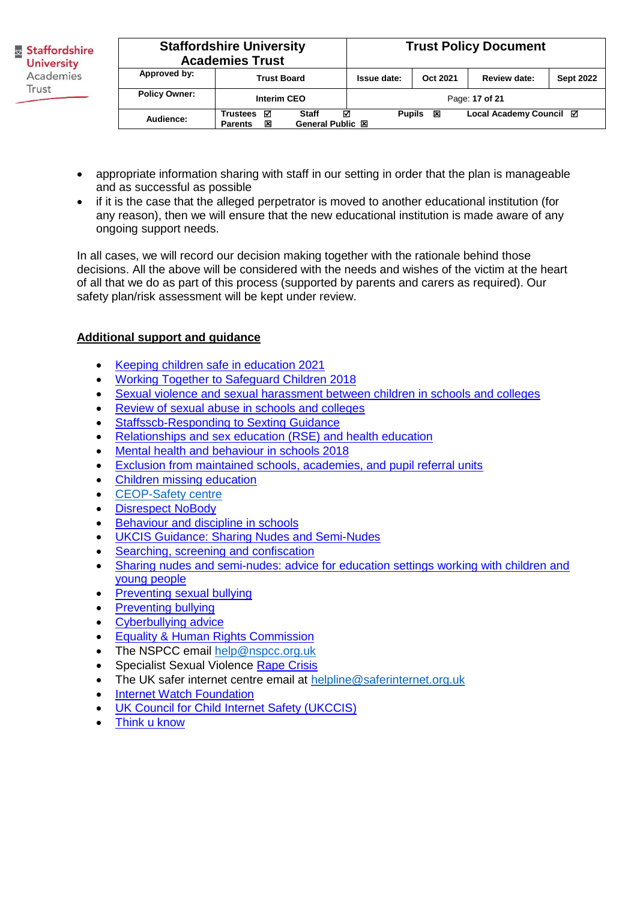- appropriate information sharing with staff in our setting in order that the plan is manageable and as successful as possible
- if it is the case that the alleged perpetrator is moved to another educational institution (for any reason), then we will ensure that the new educational institution is made aware of any ongoing support needs.

In all cases, we will record our decision making together with the rationale behind those decisions. All the above will be considered with the needs and wishes of the victim at the heart of all that we do as part of this process (supported by parents and carers as required). Our safety plan/risk assessment will be kept under review.

## Additional support and guidance

- Keeping children safe in education 2021
- Working Together to Safeguard Children 2018
- Sexual violence and sexual harassment between children in schools and colleges
- Review of sexual abuse in schools and colleges
- Staffsscb-Responding to Sexting Guidance
- Relationships and sex education (RSE) and health education
- Mental health and behaviour in schools 2018
- Exclusion from maintained schools, academies, and pupil referral units
- Children missing education
- CEOP-Safety centre
- Disrespect NoBody
- Behaviour and discipline in schools
- UKCIS Guidance: Sharing Nudes and Semi-Nudes
- Searching, screening and confiscation
- Sharing nudes and semi-nudes: advice for education settings working with children and young people
- Preventing sexual bullying
- Preventing bullying
- Cyberbullying advice
- Equality & Human Rights Commission
- The NSPCC email help@nspcc.org.uk
- Specialist Sexual Violence Rape Crisis
- The UK safer internet centre email at helpline@saferinternet.org.uk
- Internet Watch Foundation
- UK Council for Child Internet Safety (UKCCIS)
- Think u know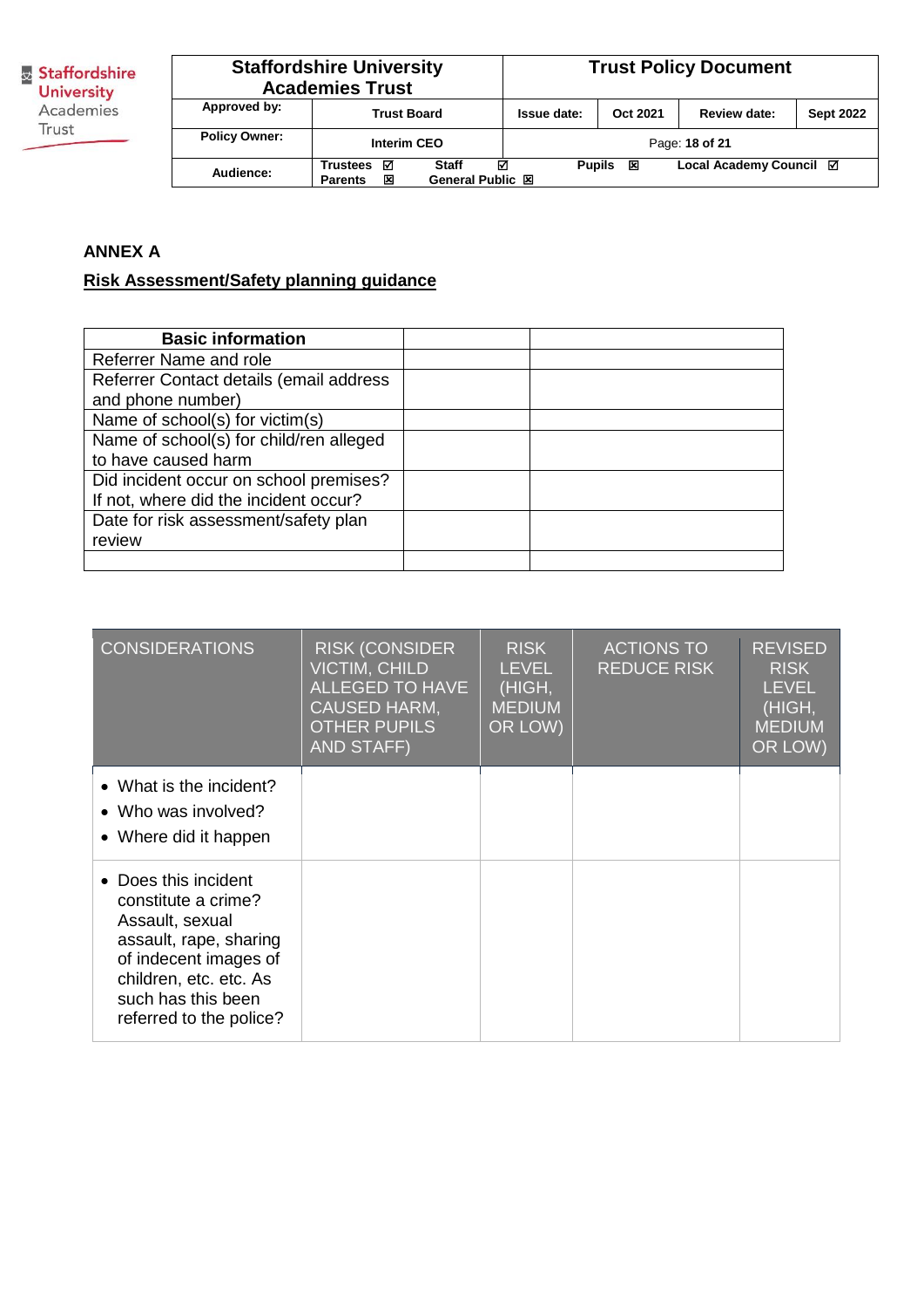## ANNEX A

**<u>Risk Assessment/Safety planning guidance</u>**

| Basic information | | |
|---|---|---|
| Referrer Name and role | | |
| Referrer Contact details (email address and phone number) | | |
| Name of school(s) for victim(s) | | |
| Name of school(s) for child/ren alleged to have caused harm | | |
| Did incident occur on school premises? If not, where did the incident occur? | | |
| Date for risk assessment/safety plan review | | |
| | | |

| CONSIDERATIONS | RISK (CONSIDER VICTIM, CHILD ALLEGED TO HAVE CAUSED HARM, OTHER PUPILS AND STAFF) | RISK LEVEL (HIGH, MEDIUM OR LOW) | ACTIONS TO REDUCE RISK | REVISED RISK LEVEL (HIGH, MEDIUM OR LOW) |
|---|---|---|---|---|
| • What is the incident?<br>• Who was involved?<br>• Where did it happen | | | | |
| • Does this incident constitute a crime? Assault, sexual assault, rape, sharing of indecent images of children, etc. etc. As such has this been referred to the police? | | | | |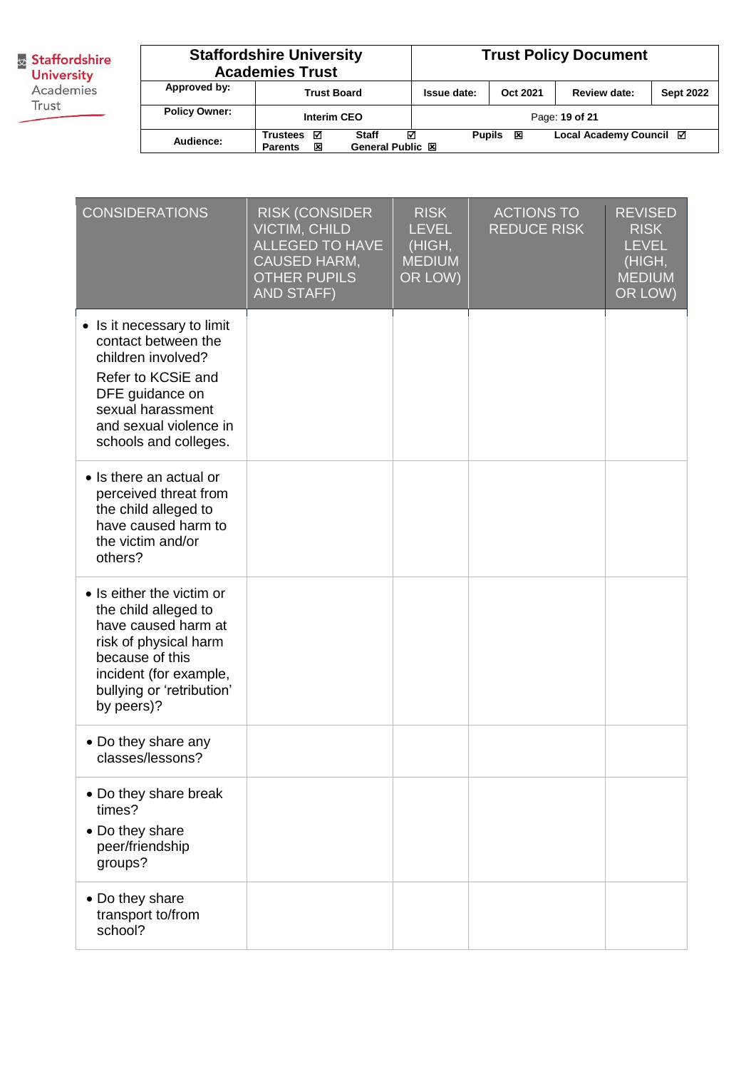| CONSIDERATIONS | RISK (CONSIDER VICTIM, CHILD ALLEGED TO HAVE CAUSED HARM, OTHER PUPILS AND STAFF) | RISK LEVEL (HIGH, MEDIUM OR LOW) | ACTIONS TO REDUCE RISK | REVISED RISK LEVEL (HIGH, MEDIUM OR LOW) |
|---|---|---|---|---|
| • Is it necessary to limit contact between the children involved? Refer to KCSiE and DFE guidance on sexual harassment and sexual violence in schools and colleges. | | | | |
| • Is there an actual or perceived threat from the child alleged to have caused harm to the victim and/or others? | | | | |
| • Is either the victim or the child alleged to have caused harm at risk of physical harm because of this incident (for example, bullying or 'retribution' by peers)? | | | | |
| • Do they share any classes/lessons? | | | | |
| • Do they share break times? • Do they share peer/friendship groups? | | | | |
| • Do they share transport to/from school? | | | | |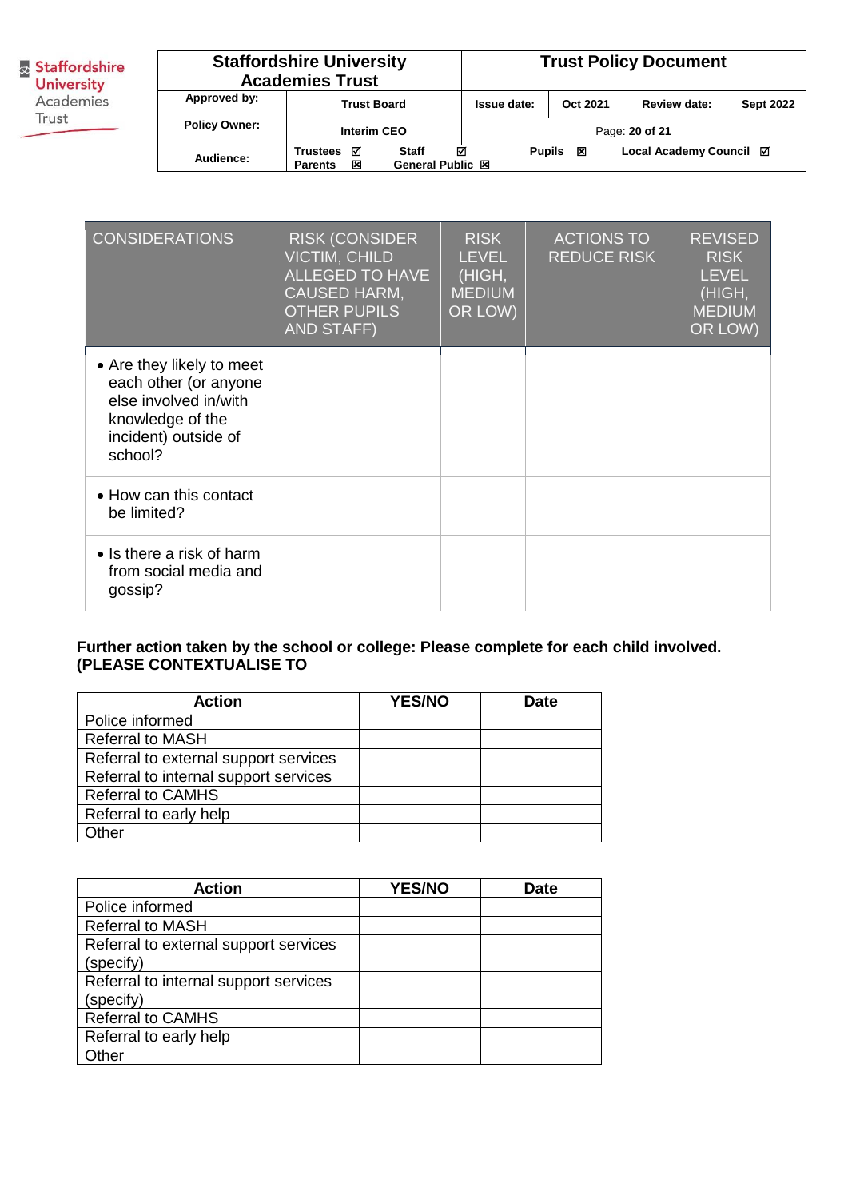| CONSIDERATIONS | RISK (CONSIDER VICTIM, CHILD ALLEGED TO HAVE CAUSED HARM, OTHER PUPILS AND STAFF) | RISK LEVEL (HIGH, MEDIUM OR LOW) | ACTIONS TO REDUCE RISK | REVISED RISK LEVEL (HIGH, MEDIUM OR LOW) |
|---|---|---|---|---|
| • Are they likely to meet each other (or anyone else involved in/with knowledge of the incident) outside of school? | | | | |
| • How can this contact be limited? | | | | |
| • Is there a risk of harm from social media and gossip? | | | | |

**Further action taken by the school or college: Please complete for each child involved. (PLEASE CONTEXTUALISE TO**

| Action | YES/NO | Date |
|---|---|---|
| Police informed | | |
| Referral to MASH | | |
| Referral to external support services | | |
| Referral to internal support services | | |
| Referral to CAMHS | | |
| Referral to early help | | |
| Other | | |

| Action | YES/NO | Date |
|---|---|---|
| Police informed | | |
| Referral to MASH | | |
| Referral to external support services (specify) | | |
| Referral to internal support services (specify) | | |
| Referral to CAMHS | | |
| Referral to early help | | |
| Other | | |